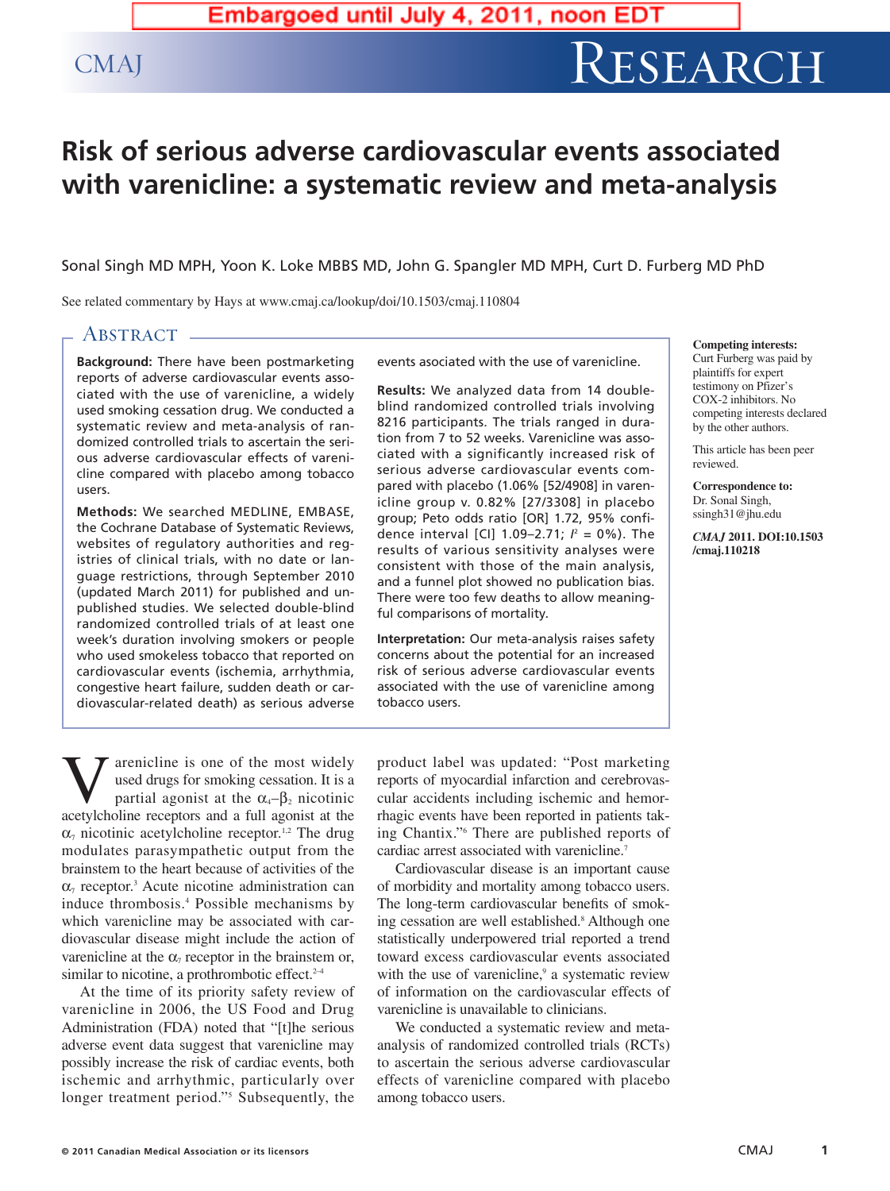Embargoed until July 4, 2011, noon EDT

# Risk of serious adverse cardiovascular events associated with varenicline: a systematic review and meta-analysis

Sonal Singh MD MPH, Yoon K. Loke MBBS MD, John G. Spangler MD MPH, Curt D. Furberg MD PhD

See related commentary by Hays at www.cmaj.ca/lookup/doi/10.1503/cmaj.110804

## Abstract

**Background:** There have been postmarketing reports of adverse cardiovascular events associated with the use of varenicline, a widely used smoking cessation drug. We conducted a systematic review and meta-analysis of randomized controlled trials to ascertain the serious adverse cardiovascular effects of varenicline compared with placebo among tobacco users.

**Methods:** We searched MEDLINE, EMBASE, the Cochrane Database of Systematic Reviews, websites of regulatory authorities and registries of clinical trials, with no date or language restrictions, through September 2010 (updated March 2011) for published and unpublished studies. We selected double-blind randomized controlled trials of at least one week's duration involving smokers or people who used smokeless tobacco that reported on cardiovascular events (ischemia, arrhythmia, congestive heart failure, sudden death or cardiovascular-related death) as serious adverse events associated with the use of varenicline.

**Results:** We analyzed data from 14 double-blind randomized controlled trials involving 8216 participants. The trials ranged in duration from 7 to 52 weeks. Varenicline was associated with a significantly increased risk of serious adverse cardiovascular events compared with placebo (1.06% [52/4908] in varenicline group v. 0.82% [27/3308] in placebo group; Peto odds ratio [OR] 1.72, 95% confidence interval [CI] 1.09–2.71; $I^2$ = 0%). The results of various sensitivity analyses were consistent with those of the main analysis, and a funnel plot showed no publication bias. There were too few deaths to allow meaningful comparisons of mortality.

**Interpretation:** Our meta-analysis raises safety concerns about the potential for an increased risk of serious adverse cardiovascular events associated with the use of varenicline among tobacco users.

**Competing interests:** Curt Furberg was paid by plaintiffs for expert testimony on Pfizer's COX-2 inhibitors. No competing interests declared by the other authors.

This article has been peer reviewed.

**Correspondence to:** Dr. Sonal Singh, ssingh31@jhu.edu

***CMAJ* 2011. DOI:10.1503/cmaj.110218**

Varenicline is one of the most widely used drugs for smoking cessation. It is a partial agonist at the $\alpha_4$–$\beta_2$ nicotinic acetylcholine receptors and a full agonist at the $\alpha_7$ nicotinic acetylcholine receptor.[1,2] The drug modulates parasympathetic output from the brainstem to the heart because of activities of the $\alpha_7$ receptor.[3] Acute nicotine administration can induce thrombosis.[4] Possible mechanisms by which varenicline may be associated with cardiovascular disease might include the action of varenicline at the $\alpha_7$ receptor in the brainstem or, similar to nicotine, a prothrombotic effect.[2–4]

At the time of its priority safety review of varenicline in 2006, the US Food and Drug Administration (FDA) noted that "[t]he serious adverse event data suggest that varenicline may possibly increase the risk of cardiac events, both ischemic and arrhythmic, particularly over longer treatment period."[5] Subsequently, the product label was updated: "Post marketing reports of myocardial infarction and cerebrovascular accidents including ischemic and hemorrhagic events have been reported in patients taking Chantix."[6] There are published reports of cardiac arrest associated with varenicline.[7]

Cardiovascular disease is an important cause of morbidity and mortality among tobacco users. The long-term cardiovascular benefits of smoking cessation are well established.[8] Although one statistically underpowered trial reported a trend toward excess cardiovascular events associated with the use of varenicline,[9] a systematic review of information on the cardiovascular effects of varenicline is unavailable to clinicians.

We conducted a systematic review and meta-analysis of randomized controlled trials (RCTs) to ascertain the serious adverse cardiovascular effects of varenicline compared with placebo among tobacco users.

© 2011 Canadian Medical Association or its licensors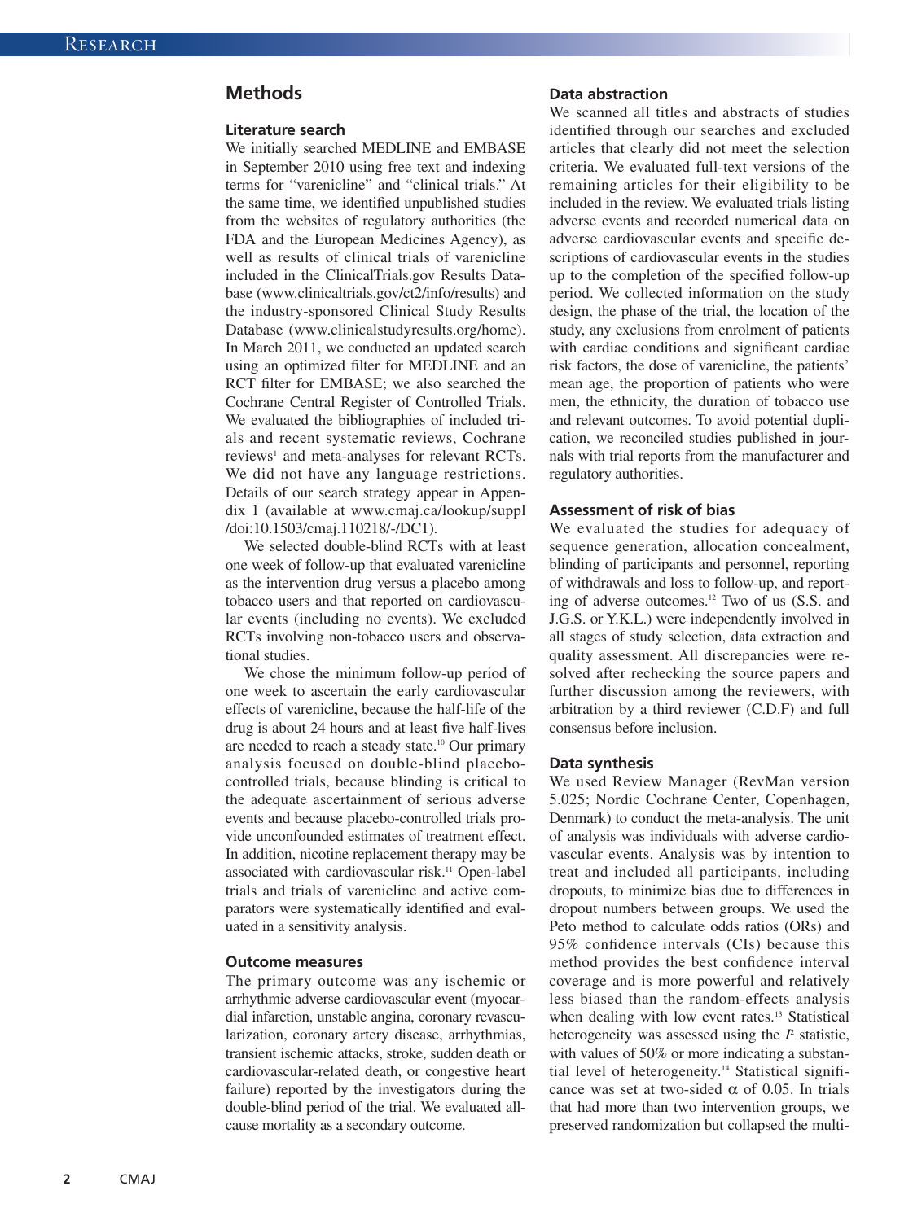## Methods

### Literature search

We initially searched MEDLINE and EMBASE in September 2010 using free text and indexing terms for "varenicline" and "clinical trials." At the same time, we identified unpublished studies from the websites of regulatory authorities (the FDA and the European Medicines Agency), as well as results of clinical trials of varenicline included in the ClinicalTrials.gov Results Database (www.clinicaltrials.gov/ct2/info/results) and the industry-sponsored Clinical Study Results Database (www.clinicalstudyresults.org/home). In March 2011, we conducted an updated search using an optimized filter for MEDLINE and an RCT filter for EMBASE; we also searched the Cochrane Central Register of Controlled Trials. We evaluated the bibliographies of included trials and recent systematic reviews, Cochrane reviews[1] and meta-analyses for relevant RCTs. We did not have any language restrictions. Details of our search strategy appear in Appendix 1 (available at www.cmaj.ca/lookup/suppl/doi:10.1503/cmaj.110218/-/DC1).

We selected double-blind RCTs with at least one week of follow-up that evaluated varenicline as the intervention drug versus a placebo among tobacco users and that reported on cardiovascular events (including no events). We excluded RCTs involving non-tobacco users and observational studies.

We chose the minimum follow-up period of one week to ascertain the early cardiovascular effects of varenicline, because the half-life of the drug is about 24 hours and at least five half-lives are needed to reach a steady state.[10] Our primary analysis focused on double-blind placebo-controlled trials, because blinding is critical to the adequate ascertainment of serious adverse events and because placebo-controlled trials provide unconfounded estimates of treatment effect. In addition, nicotine replacement therapy may be associated with cardiovascular risk.[11] Open-label trials and trials of varenicline and active comparators were systematically identified and evaluated in a sensitivity analysis.

### Outcome measures

The primary outcome was any ischemic or arrhythmic adverse cardiovascular event (myocardial infarction, unstable angina, coronary revascularization, coronary artery disease, arrhythmias, transient ischemic attacks, stroke, sudden death or cardiovascular-related death, or congestive heart failure) reported by the investigators during the double-blind period of the trial. We evaluated all-cause mortality as a secondary outcome.

### Data abstraction

We scanned all titles and abstracts of studies identified through our searches and excluded articles that clearly did not meet the selection criteria. We evaluated full-text versions of the remaining articles for their eligibility to be included in the review. We evaluated trials listing adverse events and recorded numerical data on adverse cardiovascular events and specific descriptions of cardiovascular events in the studies up to the completion of the specified follow-up period. We collected information on the study design, the phase of the trial, the location of the study, any exclusions from enrolment of patients with cardiac conditions and significant cardiac risk factors, the dose of varenicline, the patients' mean age, the proportion of patients who were men, the ethnicity, the duration of tobacco use and relevant outcomes. To avoid potential duplication, we reconciled studies published in journals with trial reports from the manufacturer and regulatory authorities.

### Assessment of risk of bias

We evaluated the studies for adequacy of sequence generation, allocation concealment, blinding of participants and personnel, reporting of withdrawals and loss to follow-up, and reporting of adverse outcomes.[12] Two of us (S.S. and J.G.S. or Y.K.L.) were independently involved in all stages of study selection, data extraction and quality assessment. All discrepancies were resolved after rechecking the source papers and further discussion among the reviewers, with arbitration by a third reviewer (C.D.F) and full consensus before inclusion.

### Data synthesis

We used Review Manager (RevMan version 5.025; Nordic Cochrane Center, Copenhagen, Denmark) to conduct the meta-analysis. The unit of analysis was individuals with adverse cardiovascular events. Analysis was by intention to treat and included all participants, including dropouts, to minimize bias due to differences in dropout numbers between groups. We used the Peto method to calculate odds ratios (ORs) and 95% confidence intervals (CIs) because this method provides the best confidence interval coverage and is more powerful and relatively less biased than the random-effects analysis when dealing with low event rates.[13] Statistical heterogeneity was assessed using the $I^2$ statistic, with values of 50% or more indicating a substantial level of heterogeneity.[14] Statistical significance was set at two-sided $\alpha$ of 0.05. In trials that had more than two intervention groups, we preserved randomization but collapsed the multi-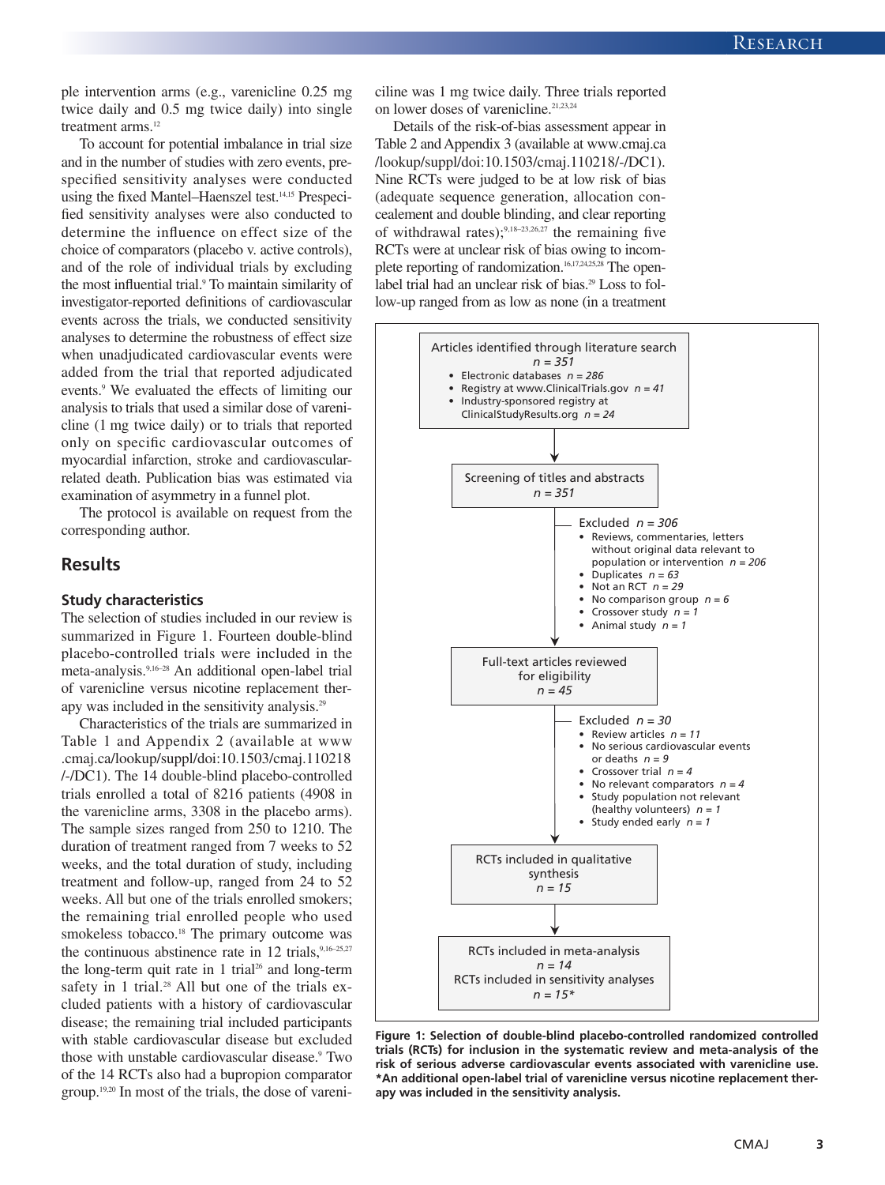ple intervention arms (e.g., varenicline 0.25 mg twice daily and 0.5 mg twice daily) into single treatment arms.[12]

To account for potential imbalance in trial size and in the number of studies with zero events, prespecified sensitivity analyses were conducted using the fixed Mantel–Haenszel test.[14,15] Prespecified sensitivity analyses were also conducted to determine the influence on effect size of the choice of comparators (placebo v. active controls), and of the role of individual trials by excluding the most influential trial.[9] To maintain similarity of investigator-reported definitions of cardiovascular events across the trials, we conducted sensitivity analyses to determine the robustness of effect size when unadjudicated cardiovascular events were added from the trial that reported adjudicated events.[9] We evaluated the effects of limiting our analysis to trials that used a similar dose of varenicline (1 mg twice daily) or to trials that reported only on specific cardiovascular outcomes of myocardial infarction, stroke and cardiovascular-related death. Publication bias was estimated via examination of asymmetry in a funnel plot.

The protocol is available on request from the corresponding author.

## Results

### Study characteristics

The selection of studies included in our review is summarized in Figure 1. Fourteen double-blind placebo-controlled trials were included in the meta-analysis.[9,16–28] An additional open-label trial of varenicline versus nicotine replacement therapy was included in the sensitivity analysis.[29]

Characteristics of the trials are summarized in Table 1 and Appendix 2 (available at www.cmaj.ca/lookup/suppl/doi:10.1503/cmaj.110218/-/DC1). The 14 double-blind placebo-controlled trials enrolled a total of 8216 patients (4908 in the varenicline arms, 3308 in the placebo arms). The sample sizes ranged from 250 to 1210. The duration of treatment ranged from 7 weeks to 52 weeks, and the total duration of study, including treatment and follow-up, ranged from 24 to 52 weeks. All but one of the trials enrolled smokers; the remaining trial enrolled people who used smokeless tobacco.[18] The primary outcome was the continuous abstinence rate in 12 trials,[9,16–25,27] the long-term quit rate in 1 trial[26] and long-term safety in 1 trial.[28] All but one of the trials excluded patients with a history of cardiovascular disease; the remaining trial included participants with stable cardiovascular disease but excluded those with unstable cardiovascular disease.[9] Two of the 14 RCTs also had a bupropion comparator group.[19,20] In most of the trials, the dose of varenicline was 1 mg twice daily. Three trials reported on lower doses of varenicline.[21,23,24]

Details of the risk-of-bias assessment appear in Table 2 and Appendix 3 (available at www.cmaj.ca/lookup/suppl/doi:10.1503/cmaj.110218/-/DC1). Nine RCTs were judged to be at low risk of bias (adequate sequence generation, allocation concealement and double blinding, and clear reporting of withdrawal rates);[9,18–23,26,27] the remaining five RCTs were at unclear risk of bias owing to incomplete reporting of randomization.[16,17,24,25,28] The open-label trial had an unclear risk of bias.[29] Loss to follow-up ranged from as low as none (in a treatment

Articles identified through literature search
*n = 351*
- Electronic databases *n = 286*
- Registry at www.ClinicalTrials.gov *n = 41*
- Industry-sponsored registry at ClinicalStudyResults.org *n = 24*

↓

Screening of titles and abstracts
*n = 351*

→ Excluded *n = 306*
- Reviews, commentaries, letters without original data relevant to population or intervention *n = 206*
- Duplicates *n = 63*
- Not an RCT *n = 29*
- No comparison group *n = 6*
- Crossover study *n = 1*
- Animal study *n = 1*

↓

Full-text articles reviewed for eligibility
*n = 45*

→ Excluded *n = 30*
- Review articles *n = 11*
- No serious cardiovascular events or deaths *n = 9*
- Crossover trial *n = 4*
- No relevant comparators *n = 4*
- Study population not relevant (healthy volunteers) *n = 1*
- Study ended early *n = 1*

↓

RCTs included in qualitative synthesis
*n = 15*

↓

RCTs included in meta-analysis
*n = 14*
RCTs included in sensitivity analyses
*n = 15**

**Figure 1: Selection of double-blind placebo-controlled randomized controlled trials (RCTs) for inclusion in the systematic review and meta-analysis of the risk of serious adverse cardiovascular events associated with varenicline use. *An additional open-label trial of varenicline versus nicotine replacement therapy was included in the sensitivity analysis.**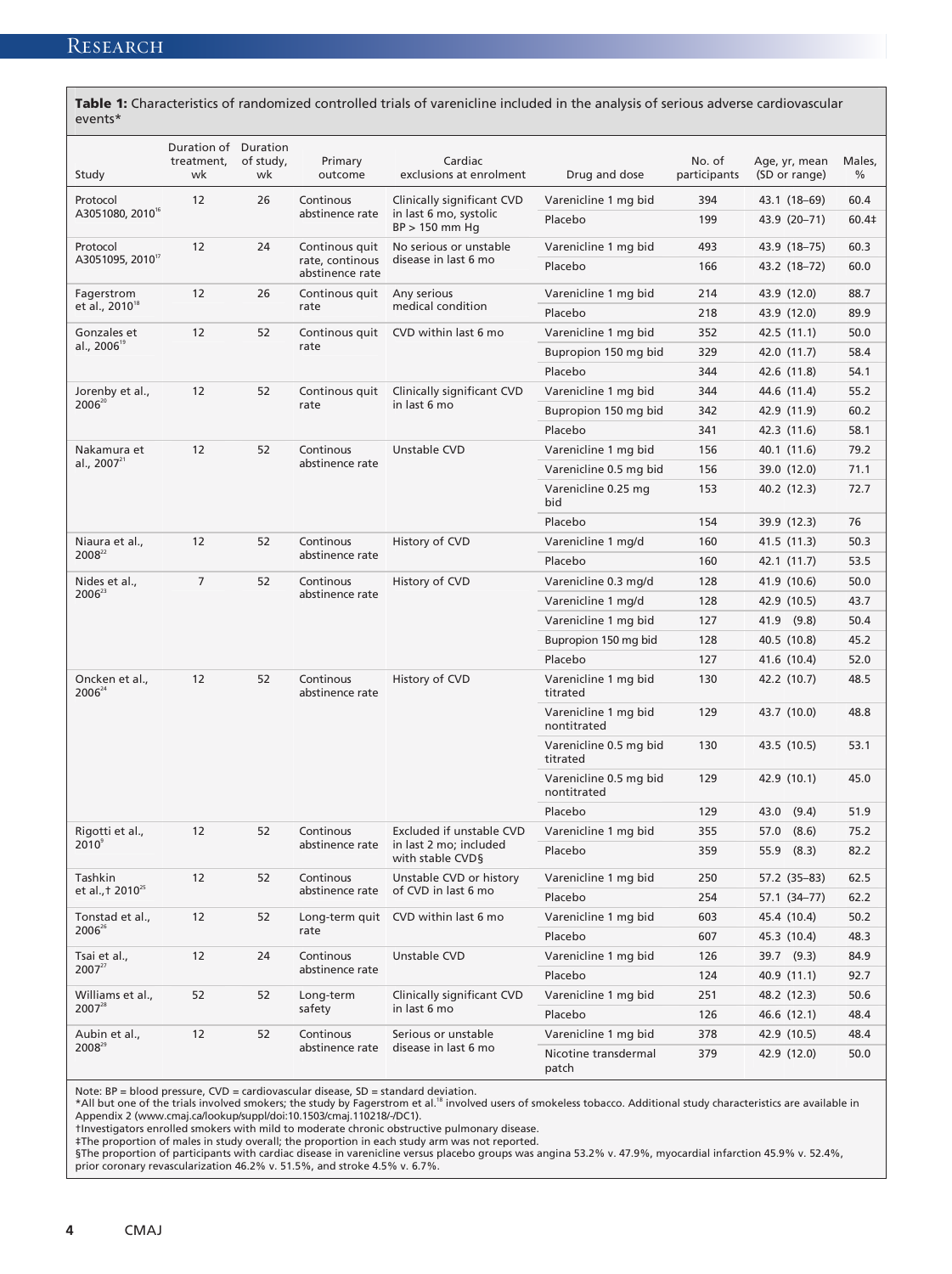**Table 1:** Characteristics of randomized controlled trials of varenicline included in the analysis of serious adverse cardiovascular events*

| Study | Duration of treatment, wk | Duration of study, wk | Primary outcome | Cardiac exclusions at enrolment | Drug and dose | No. of participants | Age, yr, mean (SD or range) | Males, % |
|---|---|---|---|---|---|---|---|---|
| Protocol A3051080, 2010[16] | 12 | 26 | Continous abstinence rate | Clinically significant CVD in last 6 mo, systolic BP > 150 mm Hg | Varenicline 1 mg bid | 394 | 43.1 (18–69) | 60.4 |
| | | | | | Placebo | 199 | 43.9 (20–71) | 60.4‡ |
| Protocol A3051095, 2010[17] | 12 | 24 | Continous quit rate, continous abstinence rate | No serious or unstable disease in last 6 mo | Varenicline 1 mg bid | 493 | 43.9 (18–75) | 60.3 |
| | | | | | Placebo | 166 | 43.2 (18–72) | 60.0 |
| Fagerstrom et al., 2010[18] | 12 | 26 | Continous quit rate | Any serious medical condition | Varenicline 1 mg bid | 214 | 43.9 (12.0) | 88.7 |
| | | | | | Placebo | 218 | 43.9 (12.0) | 89.9 |
| Gonzales et al., 2006[19] | 12 | 52 | Continous quit rate | CVD within last 6 mo | Varenicline 1 mg bid | 352 | 42.5 (11.1) | 50.0 |
| | | | | | Bupropion 150 mg bid | 329 | 42.0 (11.7) | 58.4 |
| | | | | | Placebo | 344 | 42.6 (11.8) | 54.1 |
| Jorenby et al., 2006[20] | 12 | 52 | Continous quit rate | Clinically significant CVD in last 6 mo | Varenicline 1 mg bid | 344 | 44.6 (11.4) | 55.2 |
| | | | | | Bupropion 150 mg bid | 342 | 42.9 (11.9) | 60.2 |
| | | | | | Placebo | 341 | 42.3 (11.6) | 58.1 |
| Nakamura et al., 2007[21] | 12 | 52 | Continous abstinence rate | Unstable CVD | Varenicline 1 mg bid | 156 | 40.1 (11.6) | 79.2 |
| | | | | | Varenicline 0.5 mg bid | 156 | 39.0 (12.0) | 71.1 |
| | | | | | Varenicline 0.25 mg bid | 153 | 40.2 (12.3) | 72.7 |
| | | | | | Placebo | 154 | 39.9 (12.3) | 76 |
| Niaura et al., 2008[22] | 12 | 52 | Continous abstinence rate | History of CVD | Varenicline 1 mg/d | 160 | 41.5 (11.3) | 50.3 |
| | | | | | Placebo | 160 | 42.1 (11.7) | 53.5 |
| Nides et al., 2006[23] | 7 | 52 | Continous abstinence rate | History of CVD | Varenicline 0.3 mg/d | 128 | 41.9 (10.6) | 50.0 |
| | | | | | Varenicline 1 mg/d | 128 | 42.9 (10.5) | 43.7 |
| | | | | | Varenicline 1 mg bid | 127 | 41.9 (9.8) | 50.4 |
| | | | | | Bupropion 150 mg bid | 128 | 40.5 (10.8) | 45.2 |
| | | | | | Placebo | 127 | 41.6 (10.4) | 52.0 |
| Oncken et al., 2006[24] | 12 | 52 | Continous abstinence rate | History of CVD | Varenicline 1 mg bid titrated | 130 | 42.2 (10.7) | 48.5 |
| | | | | | Varenicline 1 mg bid nontitrated | 129 | 43.7 (10.0) | 48.8 |
| | | | | | Varenicline 0.5 mg bid titrated | 130 | 43.5 (10.5) | 53.1 |
| | | | | | Varenicline 0.5 mg bid nontitrated | 129 | 42.9 (10.1) | 45.0 |
| | | | | | Placebo | 129 | 43.0 (9.4) | 51.9 |
| Rigotti et al., 2010[9] | 12 | 52 | Continous abstinence rate | Excluded if unstable CVD in last 2 mo; included with stable CVD§ | Varenicline 1 mg bid | 355 | 57.0 (8.6) | 75.2 |
| | | | | | Placebo | 359 | 55.9 (8.3) | 82.2 |
| Tashkin et al.,† 2010[25] | 12 | 52 | Continous abstinence rate | Unstable CVD or history of CVD in last 6 mo | Varenicline 1 mg bid | 250 | 57.2 (35–83) | 62.5 |
| | | | | | Placebo | 254 | 57.1 (34–77) | 62.2 |
| Tonstad et al., 2006[26] | 12 | 52 | Long-term quit rate | CVD within last 6 mo | Varenicline 1 mg bid | 603 | 45.4 (10.4) | 50.2 |
| | | | | | Placebo | 607 | 45.3 (10.4) | 48.3 |
| Tsai et al., 2007[27] | 12 | 24 | Continous abstinence rate | Unstable CVD | Varenicline 1 mg bid | 126 | 39.7 (9.3) | 84.9 |
| | | | | | Placebo | 124 | 40.9 (11.1) | 92.7 |
| Williams et al., 2007[28] | 52 | 52 | Long-term safety | Clinically significant CVD in last 6 mo | Varenicline 1 mg bid | 251 | 48.2 (12.3) | 50.6 |
| | | | | | Placebo | 126 | 46.6 (12.1) | 48.4 |
| Aubin et al., 2008[29] | 12 | 52 | Continous abstinence rate | Serious or unstable disease in last 6 mo | Varenicline 1 mg bid | 378 | 42.9 (10.5) | 48.4 |
| | | | | | Nicotine transdermal patch | 379 | 42.9 (12.0) | 50.0 |

Note: BP = blood pressure, CVD = cardiovascular disease, SD = standard deviation.
*All but one of the trials involved smokers; the study by Fagerstrom et al.[18] involved users of smokeless tobacco. Additional study characteristics are available in Appendix 2 (www.cmaj.ca/lookup/suppl/doi:10.1503/cmaj.110218/-/DC1).
†Investigators enrolled smokers with mild to moderate chronic obstructive pulmonary disease.
‡The proportion of males in study overall; the proportion in each study arm was not reported.
§The proportion of participants with cardiac disease in varenicline versus placebo groups was angina 53.2% v. 47.9%, myocardial infarction 45.9% v. 52.4%, prior coronary revascularization 46.2% v. 51.5%, and stroke 4.5% v. 6.7%.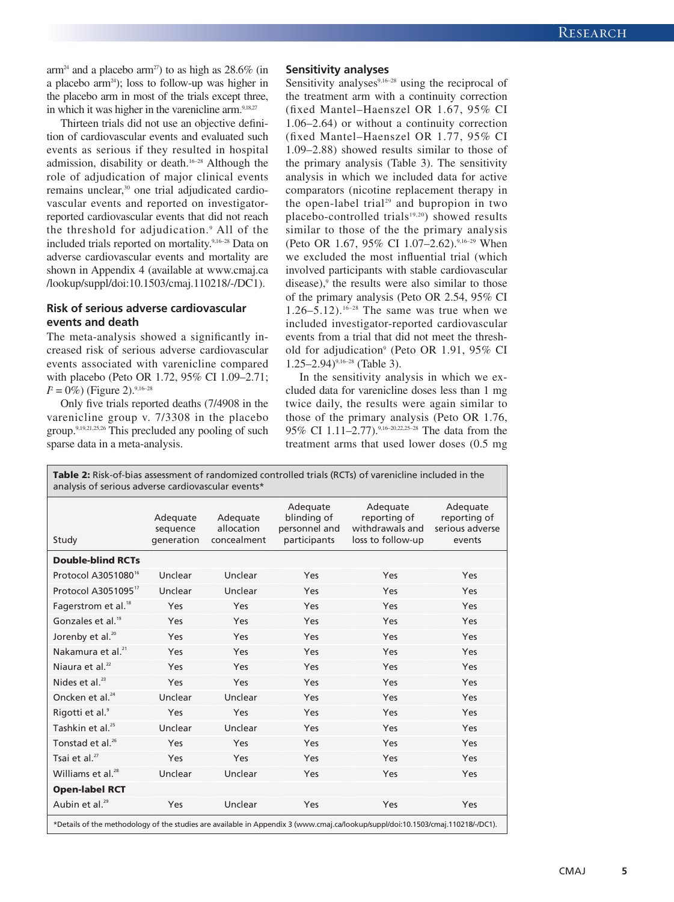arm[24] and a placebo arm[27]) to as high as 28.6% (in a placebo arm[24]); loss to follow-up was higher in the placebo arm in most of the trials except three, in which it was higher in the varenicline arm.[9,18,27]

Thirteen trials did not use an objective definition of cardiovascular events and evaluated such events as serious if they resulted in hospital admission, disability or death.[16–28] Although the role of adjudication of major clinical events remains unclear,[30] one trial adjudicated cardiovascular events and reported on investigator-reported cardiovascular events that did not reach the threshold for adjudication.[9] All of the included trials reported on mortality.[9,16–28] Data on adverse cardiovascular events and mortality are shown in Appendix 4 (available at www.cmaj.ca/lookup/suppl/doi:10.1503/cmaj.110218/-/DC1).

### Risk of serious adverse cardiovascular events and death

The meta-analysis showed a significantly increased risk of serious adverse cardiovascular events associated with varenicline compared with placebo (Peto OR 1.72, 95% CI 1.09–2.71; $I^2 = 0\%$) (Figure 2).[9,16–28]

Only five trials reported deaths (7/4908 in the varenicline group v. 7/3308 in the placebo group.[9,19,21,25,26] This precluded any pooling of such sparse data in a meta-analysis.

### Sensitivity analyses

Sensitivity analyses[9,16–28] using the reciprocal of the treatment arm with a continuity correction (fixed Mantel–Haenszel OR 1.67, 95% CI 1.06–2.64) or without a continuity correction (fixed Mantel–Haenszel OR 1.77, 95% CI 1.09–2.88) showed results similar to those of the primary analysis (Table 3). The sensitivity analysis in which we included data for active comparators (nicotine replacement therapy in the open-label trial[29] and bupropion in two placebo-controlled trials[19,20]) showed results similar to those of the the primary analysis (Peto OR 1.67, 95% CI 1.07–2.62).[9,16–29] When we excluded the most influential trial (which involved participants with stable cardiovascular disease),[9] the results were also similar to those of the primary analysis (Peto OR 2.54, 95% CI 1.26–5.12).[16–28] The same was true when we included investigator-reported cardiovascular events from a trial that did not meet the threshold for adjudication[9] (Peto OR 1.91, 95% CI 1.25–2.94)[9,16–28] (Table 3).

In the sensitivity analysis in which we excluded data for varenicline doses less than 1 mg twice daily, the results were again similar to those of the primary analysis (Peto OR 1.76, 95% CI 1.11–2.77).[9,16–20,22,25–28] The data from the treatment arms that used lower doses (0.5 mg

**Table 2:** Risk-of-bias assessment of randomized controlled trials (RCTs) of varenicline included in the analysis of serious adverse cardiovascular events*

| Study | Adequate sequence generation | Adequate allocation concealment | Adequate blinding of personnel and participants | Adequate reporting of withdrawals and loss to follow-up | Adequate reporting of serious adverse events |
|---|---|---|---|---|---|
| **Double-blind RCTs** | | | | | |
| Protocol A3051080[16] | Unclear | Unclear | Yes | Yes | Yes |
| Protocol A3051095[17] | Unclear | Unclear | Yes | Yes | Yes |
| Fagerstrom et al.[18] | Yes | Yes | Yes | Yes | Yes |
| Gonzales et al.[19] | Yes | Yes | Yes | Yes | Yes |
| Jorenby et al.[20] | Yes | Yes | Yes | Yes | Yes |
| Nakamura et al.[21] | Yes | Yes | Yes | Yes | Yes |
| Niaura et al.[22] | Yes | Yes | Yes | Yes | Yes |
| Nides et al.[23] | Yes | Yes | Yes | Yes | Yes |
| Oncken et al.[24] | Unclear | Unclear | Yes | Yes | Yes |
| Rigotti et al.[9] | Yes | Yes | Yes | Yes | Yes |
| Tashkin et al.[25] | Unclear | Unclear | Yes | Yes | Yes |
| Tonstad et al.[26] | Yes | Yes | Yes | Yes | Yes |
| Tsai et al.[27] | Yes | Yes | Yes | Yes | Yes |
| Williams et al.[28] | Unclear | Unclear | Yes | Yes | Yes |
| **Open-label RCT** | | | | | |
| Aubin et al.[29] | Yes | Unclear | Yes | Yes | Yes |

*Details of the methodology of the studies are available in Appendix 3 (www.cmaj.ca/lookup/suppl/doi:10.1503/cmaj.110218/-/DC1).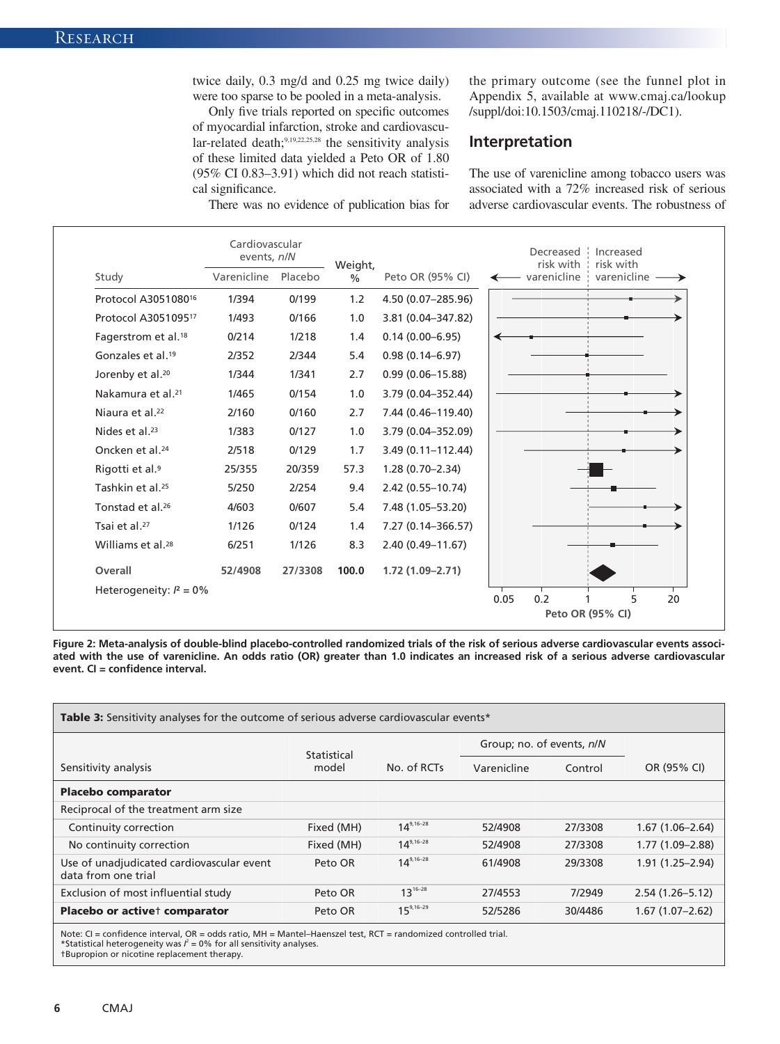twice daily, 0.3 mg/d and 0.25 mg twice daily) were too sparse to be pooled in a meta-analysis.

Only five trials reported on specific outcomes of myocardial infarction, stroke and cardiovascular-related death;[9,19,22,25,28] the sensitivity analysis of these limited data yielded a Peto OR of 1.80 (95% CI 0.83–3.91) which did not reach statistical significance.

There was no evidence of publication bias for the primary outcome (see the funnel plot in Appendix 5, available at www.cmaj.ca/lookup/suppl/doi:10.1503/cmaj.110218/-/DC1).

## Interpretation

The use of varenicline among tobacco users was associated with a 72% increased risk of serious adverse cardiovascular events. The robustness of

| Study | Cardiovascular events, n/N: Varenicline | Placebo | Weight, % | Peto OR (95% CI) |
|---|---|---|---|---|
| Protocol A3051080[16] | 1/394 | 0/199 | 1.2 | 4.50 (0.07–285.96) |
| Protocol A3051095[17] | 1/493 | 0/166 | 1.0 | 3.81 (0.04–347.82) |
| Fagerstrom et al.[18] | 0/214 | 1/218 | 1.4 | 0.14 (0.00–6.95) |
| Gonzales et al.[19] | 2/352 | 2/344 | 5.4 | 0.98 (0.14–6.97) |
| Jorenby et al.[20] | 1/344 | 1/341 | 2.7 | 0.99 (0.06–15.88) |
| Nakamura et al.[21] | 1/465 | 0/154 | 1.0 | 3.79 (0.04–352.44) |
| Niaura et al.[22] | 2/160 | 0/160 | 2.7 | 7.44 (0.46–119.40) |
| Nides et al.[23] | 1/383 | 0/127 | 1.0 | 3.79 (0.04–352.09) |
| Oncken et al.[24] | 2/518 | 0/129 | 1.7 | 3.49 (0.11–112.44) |
| Rigotti et al.[9] | 25/355 | 20/359 | 57.3 | 1.28 (0.70–2.34) |
| Tashkin et al.[25] | 5/250 | 2/254 | 9.4 | 2.42 (0.55–10.74) |
| Tonstad et al.[26] | 4/603 | 0/607 | 5.4 | 7.48 (1.05–53.20) |
| Tsai et al.[27] | 1/126 | 0/124 | 1.4 | 7.27 (0.14–366.57) |
| Williams et al.[28] | 6/251 | 1/126 | 8.3 | 2.40 (0.49–11.67) |
| **Overall** | **52/4908** | **27/3308** | **100.0** | **1.72 (1.09–2.71)** |

Heterogeneity: $I^2 = 0\%$

**Figure 2: Meta-analysis of double-blind placebo-controlled randomized trials of the risk of serious adverse cardiovascular events associated with the use of varenicline. An odds ratio (OR) greater than 1.0 indicates an increased risk of a serious adverse cardiovascular event. CI = confidence interval.**

**Table 3:** Sensitivity analyses for the outcome of serious adverse cardiovascular events*

| Sensitivity analysis | Statistical model | No. of RCTs | Group; no. of events, n/N: Varenicline | Control | OR (95% CI) |
|---|---|---|---|---|---|
| **Placebo comparator** | | | | | |
| Reciprocal of the treatment arm size | | | | | |
| Continuity correction | Fixed (MH) | 14[9,16–28] | 52/4908 | 27/3308 | 1.67 (1.06–2.64) |
| No continuity correction | Fixed (MH) | 14[9,16–28] | 52/4908 | 27/3308 | 1.77 (1.09–2.88) |
| Use of unadjudicated cardiovascular event data from one trial | Peto OR | 14[9,16–28] | 61/4908 | 29/3308 | 1.91 (1.25–2.94) |
| Exclusion of most influential study | Peto OR | 13[16–28] | 27/4553 | 7/2949 | 2.54 (1.26–5.12) |
| **Placebo or active† comparator** | Peto OR | 15[9,16–29] | 52/5286 | 30/4486 | 1.67 (1.07–2.62) |

Note: CI = confidence interval, OR = odds ratio, MH = Mantel–Haenszel test, RCT = randomized controlled trial.
*Statistical heterogeneity was $I^2 = 0\%$ for all sensitivity analyses.
†Bupropion or nicotine replacement therapy.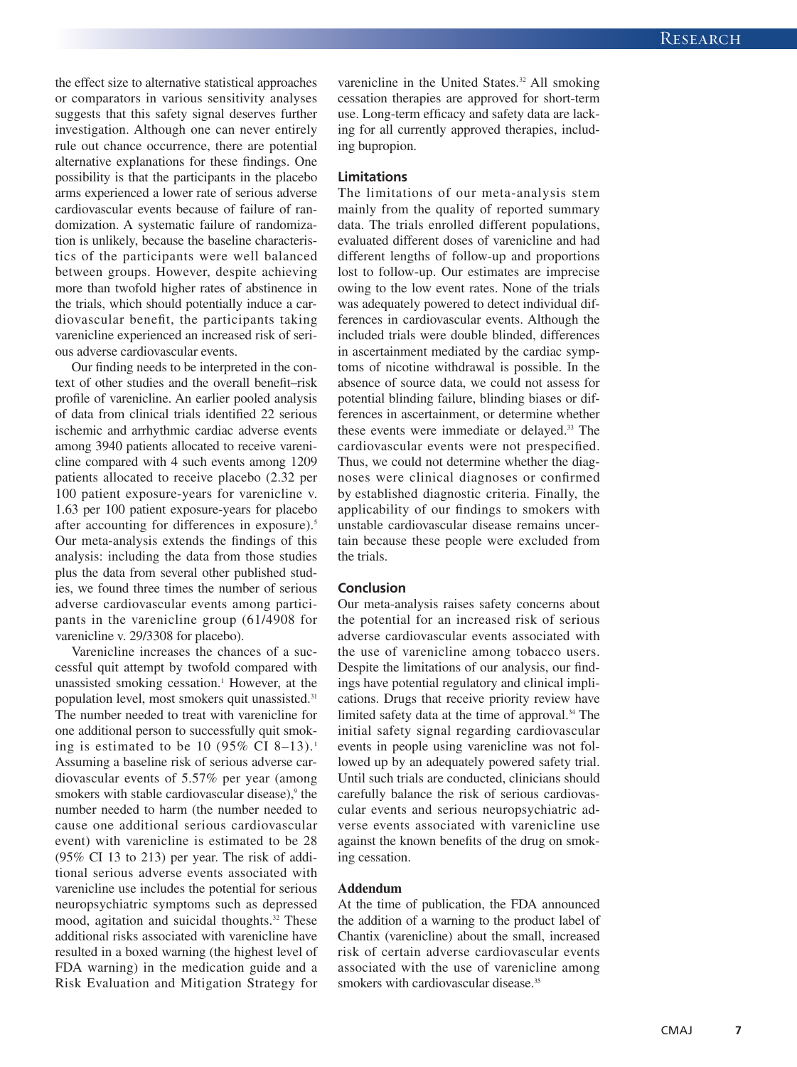the effect size to alternative statistical approaches or comparators in various sensitivity analyses suggests that this safety signal deserves further investigation. Although one can never entirely rule out chance occurrence, there are potential alternative explanations for these findings. One possibility is that the participants in the placebo arms experienced a lower rate of serious adverse cardiovascular events because of failure of randomization. A systematic failure of randomization is unlikely, because the baseline characteristics of the participants were well balanced between groups. However, despite achieving more than twofold higher rates of abstinence in the trials, which should potentially induce a cardiovascular benefit, the participants taking varenicline experienced an increased risk of serious adverse cardiovascular events.

Our finding needs to be interpreted in the context of other studies and the overall benefit–risk profile of varenicline. An earlier pooled analysis of data from clinical trials identified 22 serious ischemic and arrhythmic cardiac adverse events among 3940 patients allocated to receive varenicline compared with 4 such events among 1209 patients allocated to receive placebo (2.32 per 100 patient exposure-years for varenicline v. 1.63 per 100 patient exposure-years for placebo after accounting for differences in exposure).[5] Our meta-analysis extends the findings of this analysis: including the data from those studies plus the data from several other published studies, we found three times the number of serious adverse cardiovascular events among participants in the varenicline group (61/4908 for varenicline v. 29/3308 for placebo).

Varenicline increases the chances of a successful quit attempt by twofold compared with unassisted smoking cessation.[1] However, at the population level, most smokers quit unassisted.[31] The number needed to treat with varenicline for one additional person to successfully quit smoking is estimated to be 10 (95% CI 8–13).[1] Assuming a baseline risk of serious adverse cardiovascular events of 5.57% per year (among smokers with stable cardiovascular disease),[9] the number needed to harm (the number needed to cause one additional serious cardiovascular event) with varenicline is estimated to be 28 (95% CI 13 to 213) per year. The risk of additional serious adverse events associated with varenicline use includes the potential for serious neuropsychiatric symptoms such as depressed mood, agitation and suicidal thoughts.[32] These additional risks associated with varenicline have resulted in a boxed warning (the highest level of FDA warning) in the medication guide and a Risk Evaluation and Mitigation Strategy for varenicline in the United States.[32] All smoking cessation therapies are approved for short-term use. Long-term efficacy and safety data are lacking for all currently approved therapies, including bupropion.

### Limitations

The limitations of our meta-analysis stem mainly from the quality of reported summary data. The trials enrolled different populations, evaluated different doses of varenicline and had different lengths of follow-up and proportions lost to follow-up. Our estimates are imprecise owing to the low event rates. None of the trials was adequately powered to detect individual differences in cardiovascular events. Although the included trials were double blinded, differences in ascertainment mediated by the cardiac symptoms of nicotine withdrawal is possible. In the absence of source data, we could not assess for potential blinding failure, blinding biases or differences in ascertainment, or determine whether these events were immediate or delayed.[33] The cardiovascular events were not prespecified. Thus, we could not determine whether the diagnoses were clinical diagnoses or confirmed by established diagnostic criteria. Finally, the applicability of our findings to smokers with unstable cardiovascular disease remains uncertain because these people were excluded from the trials.

### Conclusion

Our meta-analysis raises safety concerns about the potential for an increased risk of serious adverse cardiovascular events associated with the use of varenicline among tobacco users. Despite the limitations of our analysis, our findings have potential regulatory and clinical implications. Drugs that receive priority review have limited safety data at the time of approval.[34] The initial safety signal regarding cardiovascular events in people using varenicline was not followed up by an adequately powered safety trial. Until such trials are conducted, clinicians should carefully balance the risk of serious cardiovascular events and serious neuropsychiatric adverse events associated with varenicline use against the known benefits of the drug on smoking cessation.

### Addendum

At the time of publication, the FDA announced the addition of a warning to the product label of Chantix (varenicline) about the small, increased risk of certain adverse cardiovascular events associated with the use of varenicline among smokers with cardiovascular disease.[35]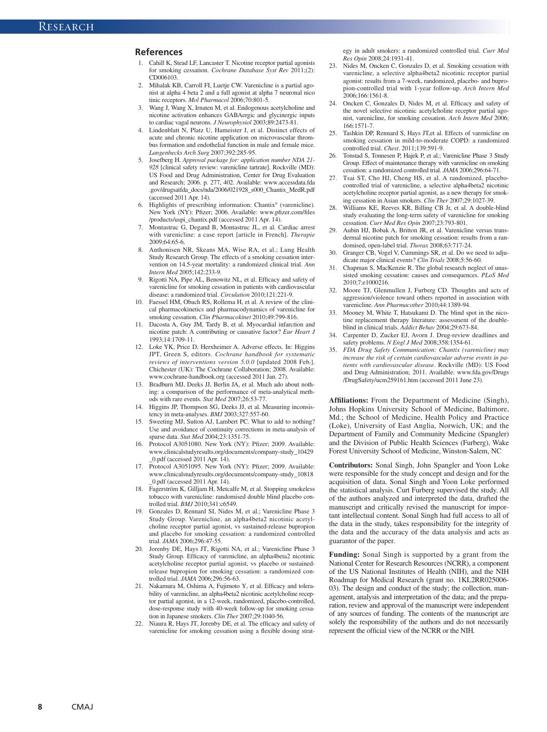## References

1. Cahill K, Stead LF, Lancaster T. Nicotine receptor partial agonists for smoking cessation. *Cochrane Database Syst Rev* 2011;(2): CD006103.
2. Mihalak KB, Carroll FI, Luetje CW. Varenicline is a partial agonist at alpha 4 beta 2 and a full agonist at alpha 7 neuronal nicotinic receptors. *Mol Pharmacol* 2006;70:801-5.
3. Wang J, Wang X, Irnaten M, et al. Endogenous acetylcholine and nicotine activation enhances GABAergic and glycinergic inputs to cardiac vagal neurons. *J Neurophysiol* 2003;89:2473-81.
4. Lindenblatt N, Platz U, Hameister J, et al. Distinct effects of acute and chronic nicotine application on microvascular thrombus formation and endothelial function in male and female mice. *Langenbecks Arch Surg* 2007;392:285-95.
5. Josefberg H. *Approval package for: application number NDA 21-928* [clinical safety review: varenicline tartrate]. Rockville (MD): US Food and Drug Administration, Center for Drug Evaluation and Research; 2006. p. 277, 402. Available: www.accessdata.fda.gov/drugsatfda_docs/nda/2006/021928_s000_Chantix_MedR.pdf (accessed 2011 Apr. 14).
6. Highlights of prescribing information: Chantix® (varenicline). New York (NY): Pfizer; 2006. Available: www.pfizer.com/files/products/uspi_chantix.pdf (accessed 2011 Apr. 14).
7. Montastruc G, Degand B, Montastruc JL, et al. Cardiac arrest with varenicline: a case report [article in French]. *Therapie* 2009;64:65-6.
8. Anthonisen NR, Skeans MA, Wise RA, et al.; Lung Health Study Research Group. The effects of a smoking cessation intervention on 14.5-year mortality: a randomized clinical trial. *Ann Intern Med* 2005;142:233-9.
9. Rigotti NA, Pipe AL, Benowitz NL, et al. Efficacy and safety of varenicline for smoking cessation in patients with cardiovascular disease: a randomized trial. *Circulation* 2010;121:221-9.
10. Faessel HM, Obach RS, Rollema H, et al. A review of the clinical pharmacokinetics and pharmacodynamics of varenicline for smoking cessation. *Clin Pharmacokinet* 2010;49:799-816.
11. Dacosta A, Guy JM, Tardy B, et al. Myocardial infarction and nicotine patch: A contributing or causative factor? *Eur Heart J* 1993;14:1709-11.
12. Loke YK, Price D, Herxheimer A. Adverse effects. In: Higgins JPT, Green S, editors. *Cochrane handbook for systematic reviews of interventions version 5.0.0* [updated 2008 Feb.]. Chichester (UK): The Cochrane Collaboration; 2008. Available: www.cochrane-handbook.org (accessed 2011 Jan. 27).
13. Bradburn MJ, Deeks JJ, Berlin JA, et al. Much ado about nothing: a comparison of the performance of meta-analytical methods with rare events. *Stat Med* 2007;26:53-77.
14. Higgins JP, Thompson SG, Deeks JJ, et al. Measuring inconsistency in meta-analyses. *BMJ* 2003;327:557-60.
15. Sweeting MJ, Sutton AJ, Lambert PC. What to add to nothing? Use and avoidance of continuity corrections in meta-analysis of sparse data. *Stat Med* 2004;23:1351-75.
16. Protocol A3051080. New York (NY): Pfizer; 2009. Available: www.clinicalstudyresults.org/documents/company-study_10429_0.pdf (accessed 2011 Apr. 14).
17. Protocol A3051095. New York (NY): Pfizer; 2009. Available: www.clinicalstudyresults.org/documents/company-study_10818_0.pdf (accessed 2011 Apr. 14).
18. Fagerström K, Gilljam H, Metcalfe M, et al. Stopping smokeless tobacco with varenicline: randomised double blind placebo controlled trial. *BMJ* 2010;341:c6549.
19. Gonzales D, Rennard SI, Nides M, et al.; Varenicline Phase 3 Study Group. Varenicline, an alpha4beta2 nicotinic acetylcholine receptor partial agonist, vs sustained-release bupropion and placebo for smoking cessation: a randomized controlled trial. *JAMA* 2006;296:47-55.
20. Jorenby DE, Hays JT, Rigotti NA, et al.; Varenicline Phase 3 Study Group. Efficacy of varenicline, an alpha4beta2 nicotinic acetylcholine receptor partial agonist, vs placebo or sustained-release bupropion for smoking cessation: a randomized controlled trial. *JAMA* 2006;296:56-63.
21. Nakamura M, Oshima A, Fujimoto Y, et al. Efficacy and tolerability of varenicline, an alpha4beta2 nicotinic acetylcholine receptor partial agonist, in a 12-week, randomized, placebo-controlled, dose-response study with 40-week follow-up for smoking cessation in Japanese smokers. *Clin Ther* 2007;29:1040-56.
22. Niaura R, Hays JT, Jorenby DE, et al. The efficacy and safety of varenicline for smoking cessation using a flexible dosing strategy in adult smokers: a randomized controlled trial. *Curr Med Res Opin* 2008;24:1931-41.
23. Nides M, Oncken C, Gonzales D, et al. Smoking cessation with varenicline, a selective alpha4beta2 nicotinic receptor partial agonist: results from a 7-week, randomized, placebo- and bupropion-controlled trial with 1-year follow-up. *Arch Intern Med* 2006;166:1561-8.
24. Oncken C, Gonzales D, Nides M, et al. Efficacy and safety of the novel selective nicotinic acetylcholine receptor partial agonist, varenicline, for smoking cessation. *Arch Intern Med* 2006;166:1571-7.
25. Tashkin DP, Rennard S, Hays JT,et al. Effects of varenicline on smoking cessation in mild-to-moderate COPD: a randomized controlled trial. *Chest*. 2011;139:591-9.
26. Tonstad S, Tonnesen P, Hajek P, et al.; Varenicline Phase 3 Study Group. Effect of maintenance therapy with varenicline on smoking cessation: a randomized controlled trial. *JAMA* 2006;296:64-71.
27. Tsai ST, Cho HJ, Cheng HS, et al. A randomized, placebo-controlled trial of varenicline, a selective alpha4beta2 nicotinic acetylcholine receptor partial agonist, as a new therapy for smoking cessation in Asian smokers. *Clin Ther* 2007;29:1027-39.
28. Williams KE, Reeves KR, Billing CB Jr, et al. A double-blind study evaluating the long-term safety of varenicline for smoking cessation. *Curr Med Res Opin* 2007;23:793-801.
29. Aubin HJ, Bobak A, Britton JR, et al. Varenicline versus transdermal nicotine patch for smoking cessation: results from a randomised, open-label trial. *Thorax* 2008;63:717-24.
30. Granger CB, Vogel V, Cummings SR, et al. Do we need to adjudicate major clinical events? *Clin Trials* 2008;5:56-60.
31. Chapman S, MacKenzie R. The global research neglect of unassisted smoking cessation: causes and consequences. *PLoS Med* 2010;7:e1000216.
32. Moore TJ, Glenmullen J, Furberg CD. Thoughts and acts of aggression/violence toward others reported in association with varenicline. *Ann Pharmacother* 2010;44:1389-94.
33. Mooney M, White T, Hatsukami D. The blind spot in the nicotine replacement therapy literature: assessment of the double-blind in clinical trials. *Addict Behav* 2004;29:673-84.
34. Carpenter D, Zucker EJ, Avorn J. Drug-review deadlines and safety problems. *N Engl J Med* 2008;358:1354-61.
35. *FDA Drug Safety Communication: Chantix (varenicline) may increase the risk of certain cardiovascular adverse events in patients with cardiovascular disease*. Rockville (MD): US Food and Drug Administration; 2011. Available: www.fda.gov/Drugs/DrugSafety/ucm259161.htm (accessed 2011 June 23).

**Affiliations:** From the Department of Medicine (Singh), Johns Hopkins University School of Medicine, Baltimore, Md.; the School of Medicine, Health Policy and Practice (Loke), University of East Anglia, Norwich, UK; and the Department of Family and Community Medicine (Spangler) and the Division of Public Health Sciences (Furberg), Wake Forest University School of Medicine, Winston-Salem, NC

**Contributors:** Sonal Singh, John Spangler and Yoon Loke were responsible for the study concept and design and for the acquisition of data. Sonal Singh and Yoon Loke performed the statistical analysis. Curt Furberg supervised the study. All of the authors analyzed and interpreted the data, drafted the manuscript and critically revised the manuscript for important intellectual content. Sonal Singh had full access to all of the data in the study, takes responsibility for the integrity of the data and the accuracy of the data analysis and acts as guarantor of the paper.

**Funding:** Sonal Singh is supported by a grant from the National Center for Research Resources (NCRR), a component of the US National Institutes of Health (NIH), and the NIH Roadmap for Medical Research (grant no. 1KL2RR025006-03). The design and conduct of the study; the collection, management, analysis and interpretation of the data; and the preparation, review and approval of the manuscript were independent of any sources of funding. The contents of the manuscript are solely the responsibility of the authors and do not necessarily represent the official view of the NCRR or the NIH.